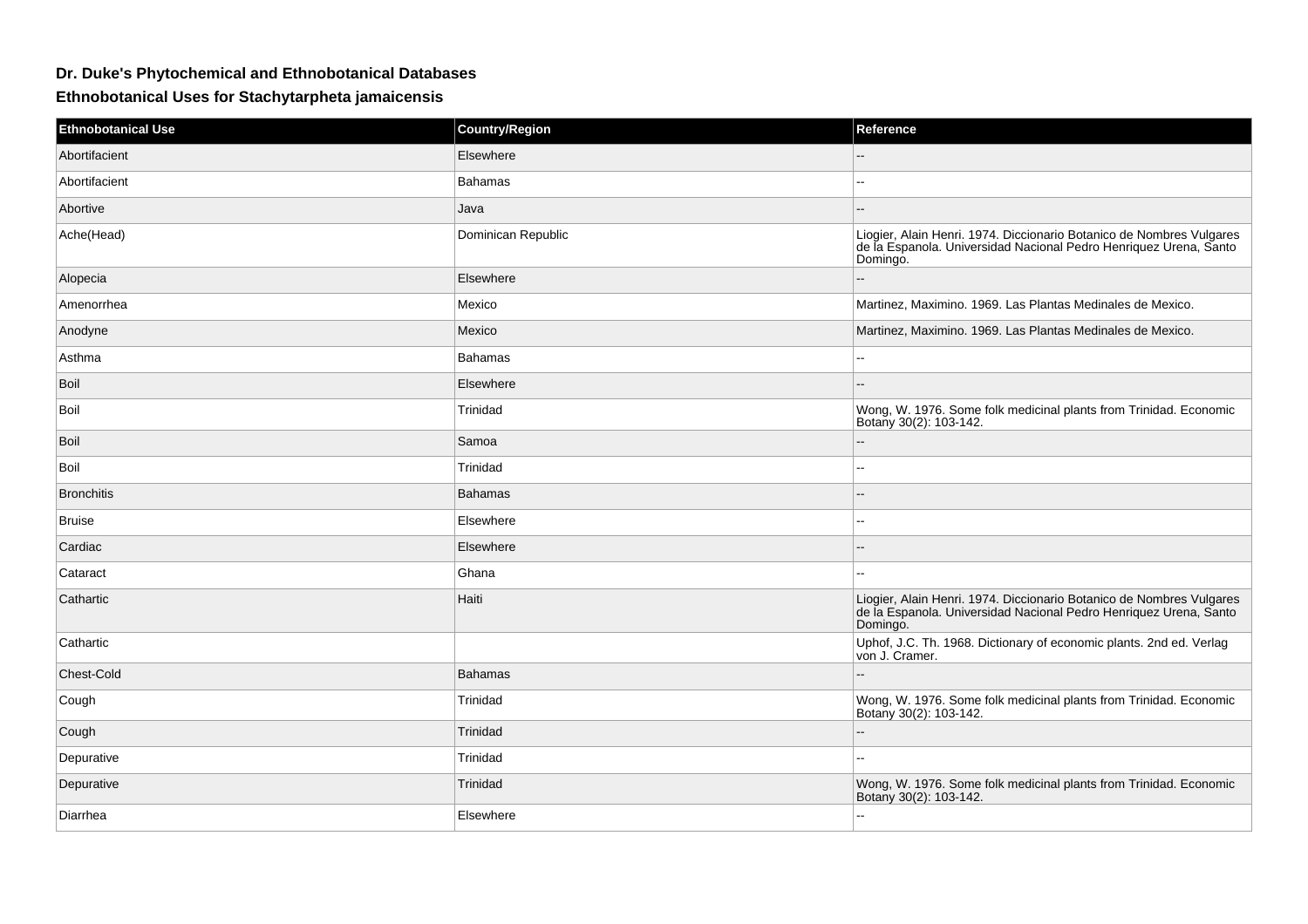## Dr. Duke's Phytochemical and Ethnobotanical Databases

### Ethnobotanical Uses for Stachytarpheta jamaicensis

| Ethnobotanical Use | Country/Region | Reference |
|---|---|---|
| Abortifacient | Elsewhere | -- |
| Abortifacient | Bahamas | -- |
| Abortive | Java | -- |
| Ache(Head) | Dominican Republic | Liogier, Alain Henri. 1974. Diccionario Botanico de Nombres Vulgares de la Espanola. Universidad Nacional Pedro Henriquez Urena, Santo Domingo. |
| Alopecia | Elsewhere | -- |
| Amenorrhea | Mexico | Martinez, Maximino. 1969. Las Plantas Medinales de Mexico. |
| Anodyne | Mexico | Martinez, Maximino. 1969. Las Plantas Medinales de Mexico. |
| Asthma | Bahamas | -- |
| Boil | Elsewhere | -- |
| Boil | Trinidad | Wong, W. 1976. Some folk medicinal plants from Trinidad. Economic Botany 30(2): 103-142. |
| Boil | Samoa | -- |
| Boil | Trinidad | -- |
| Bronchitis | Bahamas | -- |
| Bruise | Elsewhere | -- |
| Cardiac | Elsewhere | -- |
| Cataract | Ghana | -- |
| Cathartic | Haiti | Liogier, Alain Henri. 1974. Diccionario Botanico de Nombres Vulgares de la Espanola. Universidad Nacional Pedro Henriquez Urena, Santo Domingo. |
| Cathartic | | Uphof, J.C. Th. 1968. Dictionary of economic plants. 2nd ed. Verlag von J. Cramer. |
| Chest-Cold | Bahamas | -- |
| Cough | Trinidad | Wong, W. 1976. Some folk medicinal plants from Trinidad. Economic Botany 30(2): 103-142. |
| Cough | Trinidad | -- |
| Depurative | Trinidad | -- |
| Depurative | Trinidad | Wong, W. 1976. Some folk medicinal plants from Trinidad. Economic Botany 30(2): 103-142. |
| Diarrhea | Elsewhere | -- |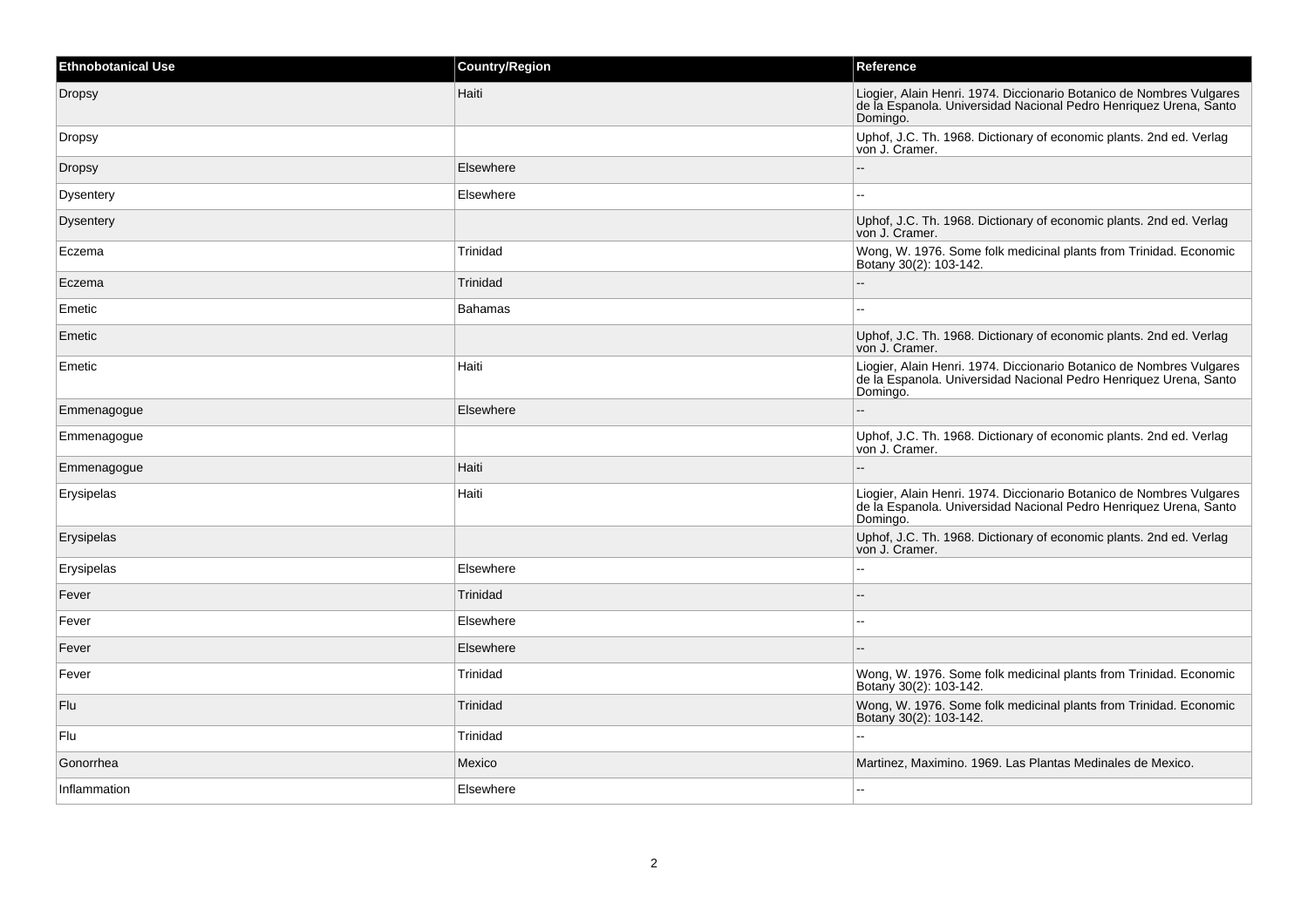| Ethnobotanical Use | Country/Region | Reference |
| --- | --- | --- |
| Dropsy | Haiti | Liogier, Alain Henri. 1974. Diccionario Botanico de Nombres Vulgares de la Espanola. Universidad Nacional Pedro Henriquez Urena, Santo Domingo. |
| Dropsy | | Uphof, J.C. Th. 1968. Dictionary of economic plants. 2nd ed. Verlag von J. Cramer. |
| Dropsy | Elsewhere | -- |
| Dysentery | Elsewhere | -- |
| Dysentery | | Uphof, J.C. Th. 1968. Dictionary of economic plants. 2nd ed. Verlag von J. Cramer. |
| Eczema | Trinidad | Wong, W. 1976. Some folk medicinal plants from Trinidad. Economic Botany 30(2): 103-142. |
| Eczema | Trinidad | -- |
| Emetic | Bahamas | -- |
| Emetic | | Uphof, J.C. Th. 1968. Dictionary of economic plants. 2nd ed. Verlag von J. Cramer. |
| Emetic | Haiti | Liogier, Alain Henri. 1974. Diccionario Botanico de Nombres Vulgares de la Espanola. Universidad Nacional Pedro Henriquez Urena, Santo Domingo. |
| Emmenagogue | Elsewhere | -- |
| Emmenagogue | | Uphof, J.C. Th. 1968. Dictionary of economic plants. 2nd ed. Verlag von J. Cramer. |
| Emmenagogue | Haiti | -- |
| Erysipelas | Haiti | Liogier, Alain Henri. 1974. Diccionario Botanico de Nombres Vulgares de la Espanola. Universidad Nacional Pedro Henriquez Urena, Santo Domingo. |
| Erysipelas | | Uphof, J.C. Th. 1968. Dictionary of economic plants. 2nd ed. Verlag von J. Cramer. |
| Erysipelas | Elsewhere | -- |
| Fever | Trinidad | -- |
| Fever | Elsewhere | -- |
| Fever | Elsewhere | -- |
| Fever | Trinidad | Wong, W. 1976. Some folk medicinal plants from Trinidad. Economic Botany 30(2): 103-142. |
| Flu | Trinidad | Wong, W. 1976. Some folk medicinal plants from Trinidad. Economic Botany 30(2): 103-142. |
| Flu | Trinidad | -- |
| Gonorrhea | Mexico | Martinez, Maximino. 1969. Las Plantas Medinales de Mexico. |
| Inflammation | Elsewhere | -- |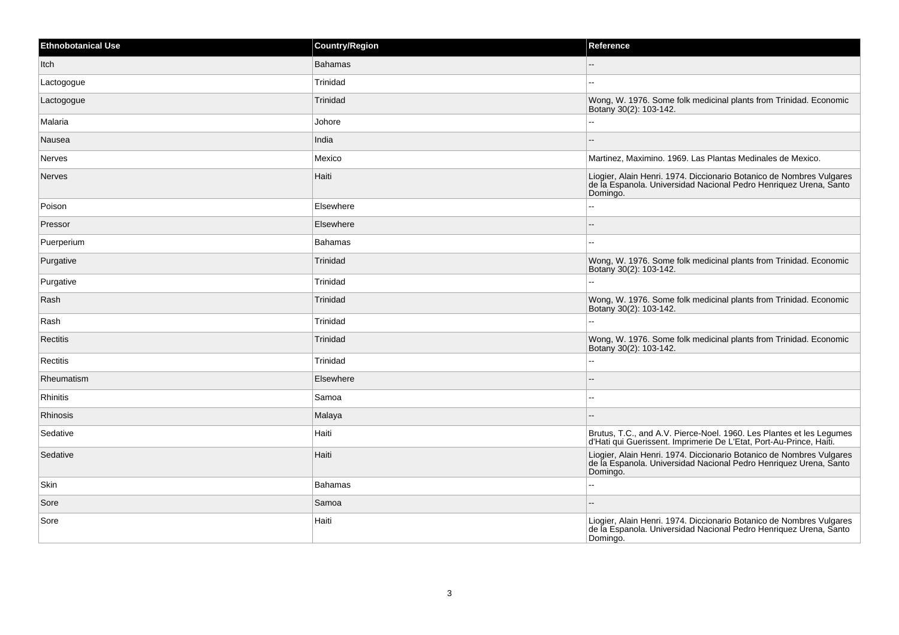| Ethnobotanical Use | Country/Region | Reference |
| --- | --- | --- |
| Itch | Bahamas | -- |
| Lactogogue | Trinidad | -- |
| Lactogogue | Trinidad | Wong, W. 1976. Some folk medicinal plants from Trinidad. Economic Botany 30(2): 103-142. |
| Malaria | Johore | -- |
| Nausea | India | -- |
| Nerves | Mexico | Martinez, Maximino. 1969. Las Plantas Medinales de Mexico. |
| Nerves | Haiti | Liogier, Alain Henri. 1974. Diccionario Botanico de Nombres Vulgares de la Espanola. Universidad Nacional Pedro Henriquez Urena, Santo Domingo. |
| Poison | Elsewhere | -- |
| Pressor | Elsewhere | -- |
| Puerperium | Bahamas | -- |
| Purgative | Trinidad | Wong, W. 1976. Some folk medicinal plants from Trinidad. Economic Botany 30(2): 103-142. |
| Purgative | Trinidad | -- |
| Rash | Trinidad | Wong, W. 1976. Some folk medicinal plants from Trinidad. Economic Botany 30(2): 103-142. |
| Rash | Trinidad | -- |
| Rectitis | Trinidad | Wong, W. 1976. Some folk medicinal plants from Trinidad. Economic Botany 30(2): 103-142. |
| Rectitis | Trinidad | -- |
| Rheumatism | Elsewhere | -- |
| Rhinitis | Samoa | -- |
| Rhinosis | Malaya | -- |
| Sedative | Haiti | Brutus, T.C., and A.V. Pierce-Noel. 1960. Les Plantes et les Legumes d'Hati qui Guerissent. Imprimerie De L'Etat, Port-Au-Prince, Haiti. |
| Sedative | Haiti | Liogier, Alain Henri. 1974. Diccionario Botanico de Nombres Vulgares de la Espanola. Universidad Nacional Pedro Henriquez Urena, Santo Domingo. |
| Skin | Bahamas | -- |
| Sore | Samoa | -- |
| Sore | Haiti | Liogier, Alain Henri. 1974. Diccionario Botanico de Nombres Vulgares de la Espanola. Universidad Nacional Pedro Henriquez Urena, Santo Domingo. |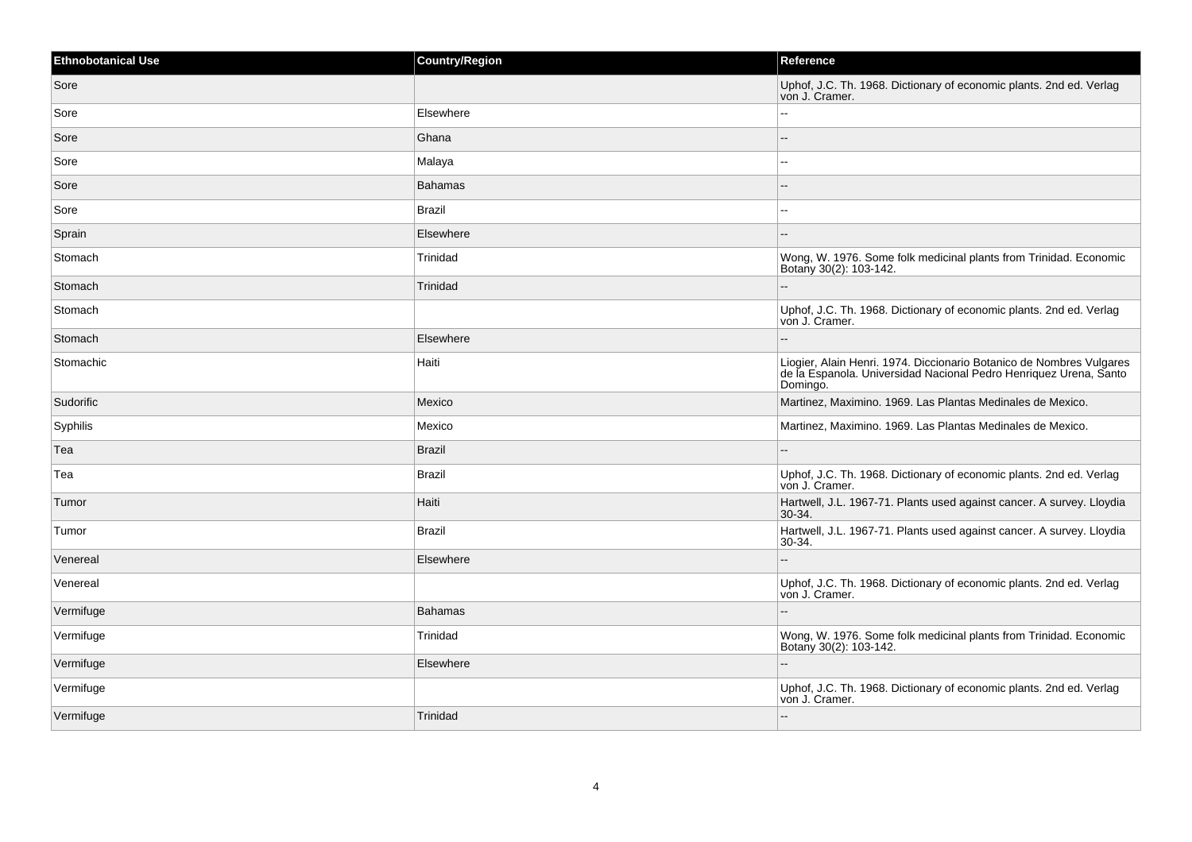| Ethnobotanical Use | Country/Region | Reference |
| --- | --- | --- |
| Sore | | Uphof, J.C. Th. 1968. Dictionary of economic plants. 2nd ed. Verlag von J. Cramer. |
| Sore | Elsewhere | -- |
| Sore | Ghana | -- |
| Sore | Malaya | -- |
| Sore | Bahamas | -- |
| Sore | Brazil | -- |
| Sprain | Elsewhere | -- |
| Stomach | Trinidad | Wong, W. 1976. Some folk medicinal plants from Trinidad. Economic Botany 30(2): 103-142. |
| Stomach | Trinidad | -- |
| Stomach | | Uphof, J.C. Th. 1968. Dictionary of economic plants. 2nd ed. Verlag von J. Cramer. |
| Stomach | Elsewhere | -- |
| Stomachic | Haiti | Liogier, Alain Henri. 1974. Diccionario Botanico de Nombres Vulgares de la Espanola. Universidad Nacional Pedro Henriquez Urena, Santo Domingo. |
| Sudorific | Mexico | Martinez, Maximino. 1969. Las Plantas Medinales de Mexico. |
| Syphilis | Mexico | Martinez, Maximino. 1969. Las Plantas Medinales de Mexico. |
| Tea | Brazil | -- |
| Tea | Brazil | Uphof, J.C. Th. 1968. Dictionary of economic plants. 2nd ed. Verlag von J. Cramer. |
| Tumor | Haiti | Hartwell, J.L. 1967-71. Plants used against cancer. A survey. Lloydia 30-34. |
| Tumor | Brazil | Hartwell, J.L. 1967-71. Plants used against cancer. A survey. Lloydia 30-34. |
| Venereal | Elsewhere | -- |
| Venereal | | Uphof, J.C. Th. 1968. Dictionary of economic plants. 2nd ed. Verlag von J. Cramer. |
| Vermifuge | Bahamas | -- |
| Vermifuge | Trinidad | Wong, W. 1976. Some folk medicinal plants from Trinidad. Economic Botany 30(2): 103-142. |
| Vermifuge | Elsewhere | -- |
| Vermifuge | | Uphof, J.C. Th. 1968. Dictionary of economic plants. 2nd ed. Verlag von J. Cramer. |
| Vermifuge | Trinidad | -- |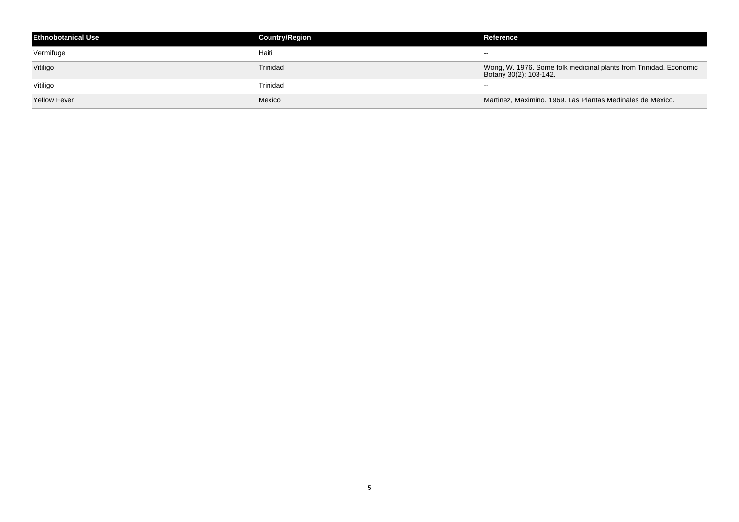| Ethnobotanical Use | Country/Region | Reference |
| --- | --- | --- |
| Vermifuge | Haiti | -- |
| Vitiligo | Trinidad | Wong, W. 1976. Some folk medicinal plants from Trinidad. Economic Botany 30(2): 103-142. |
| Vitiligo | Trinidad | -- |
| Yellow Fever | Mexico | Martinez, Maximino. 1969. Las Plantas Medinales de Mexico. |